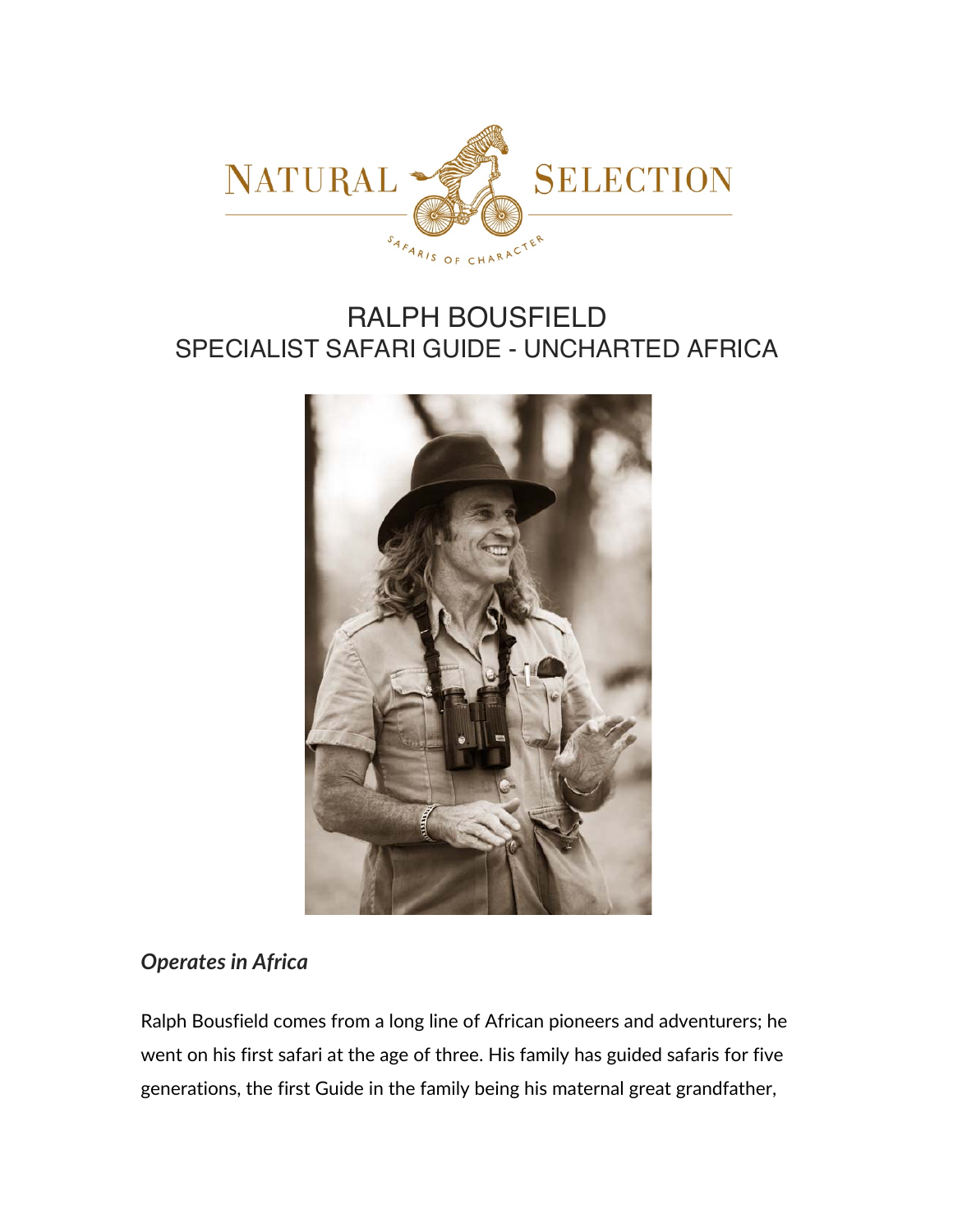NATURAL SELECTION

SAFARIS OF CHARACTER

# RALPH BOUSFIELD
## SPECIALIST SAFARI GUIDE - UNCHARTED AFRICA

***Operates in Africa***

Ralph Bousfield comes from a long line of African pioneers and adventurers; he went on his first safari at the age of three. His family has guided safaris for five generations, the first Guide in the family being his maternal great grandfather,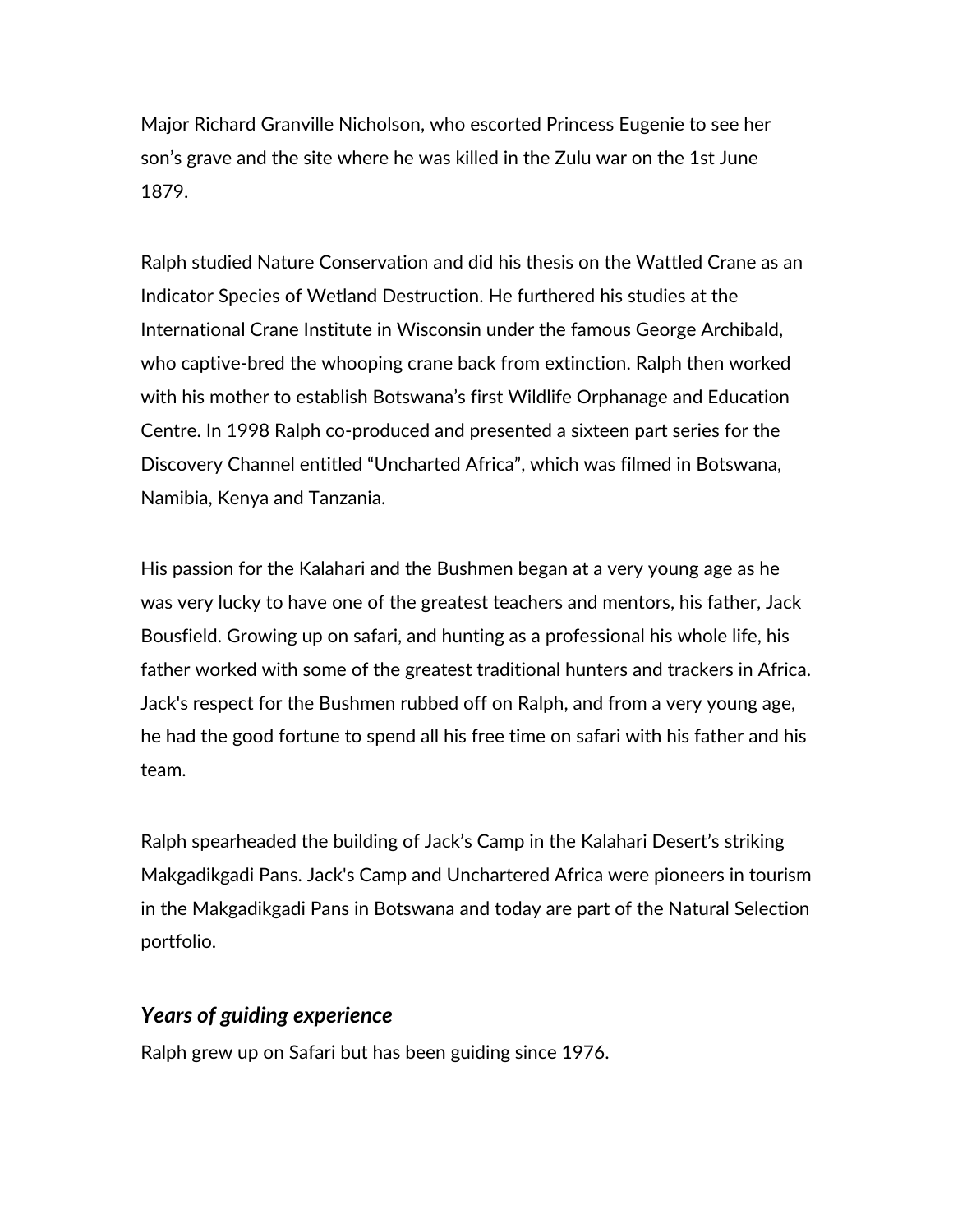Major Richard Granville Nicholson, who escorted Princess Eugenie to see her son's grave and the site where he was killed in the Zulu war on the 1st June 1879.

Ralph studied Nature Conservation and did his thesis on the Wattled Crane as an Indicator Species of Wetland Destruction. He furthered his studies at the International Crane Institute in Wisconsin under the famous George Archibald, who captive-bred the whooping crane back from extinction. Ralph then worked with his mother to establish Botswana's first Wildlife Orphanage and Education Centre. In 1998 Ralph co-produced and presented a sixteen part series for the Discovery Channel entitled "Uncharted Africa", which was filmed in Botswana, Namibia, Kenya and Tanzania.

His passion for the Kalahari and the Bushmen began at a very young age as he was very lucky to have one of the greatest teachers and mentors, his father, Jack Bousfield. Growing up on safari, and hunting as a professional his whole life, his father worked with some of the greatest traditional hunters and trackers in Africa. Jack's respect for the Bushmen rubbed off on Ralph, and from a very young age, he had the good fortune to spend all his free time on safari with his father and his team.

Ralph spearheaded the building of Jack's Camp in the Kalahari Desert's striking Makgadikgadi Pans. Jack's Camp and Unchartered Africa were pioneers in tourism in the Makgadikgadi Pans in Botswana and today are part of the Natural Selection portfolio.

### *Years of guiding experience*

Ralph grew up on Safari but has been guiding since 1976.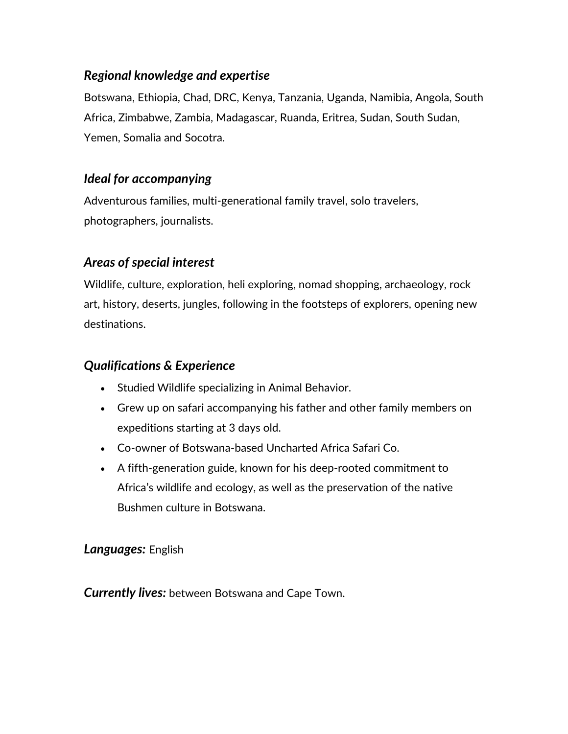### *Regional knowledge and expertise*

Botswana, Ethiopia, Chad, DRC, Kenya, Tanzania, Uganda, Namibia, Angola, South Africa, Zimbabwe, Zambia, Madagascar, Ruanda, Eritrea, Sudan, South Sudan, Yemen, Somalia and Socotra.

### *Ideal for accompanying*

Adventurous families, multi-generational family travel, solo travelers, photographers, journalists.

### *Areas of special interest*

Wildlife, culture, exploration, heli exploring, nomad shopping, archaeology, rock art, history, deserts, jungles, following in the footsteps of explorers, opening new destinations.

### *Qualifications & Experience*

- Studied Wildlife specializing in Animal Behavior.
- Grew up on safari accompanying his father and other family members on expeditions starting at 3 days old.
- Co-owner of Botswana-based Uncharted Africa Safari Co.
- A fifth-generation guide, known for his deep-rooted commitment to Africa's wildlife and ecology, as well as the preservation of the native Bushmen culture in Botswana.

***Languages:*** English

***Currently lives:*** between Botswana and Cape Town.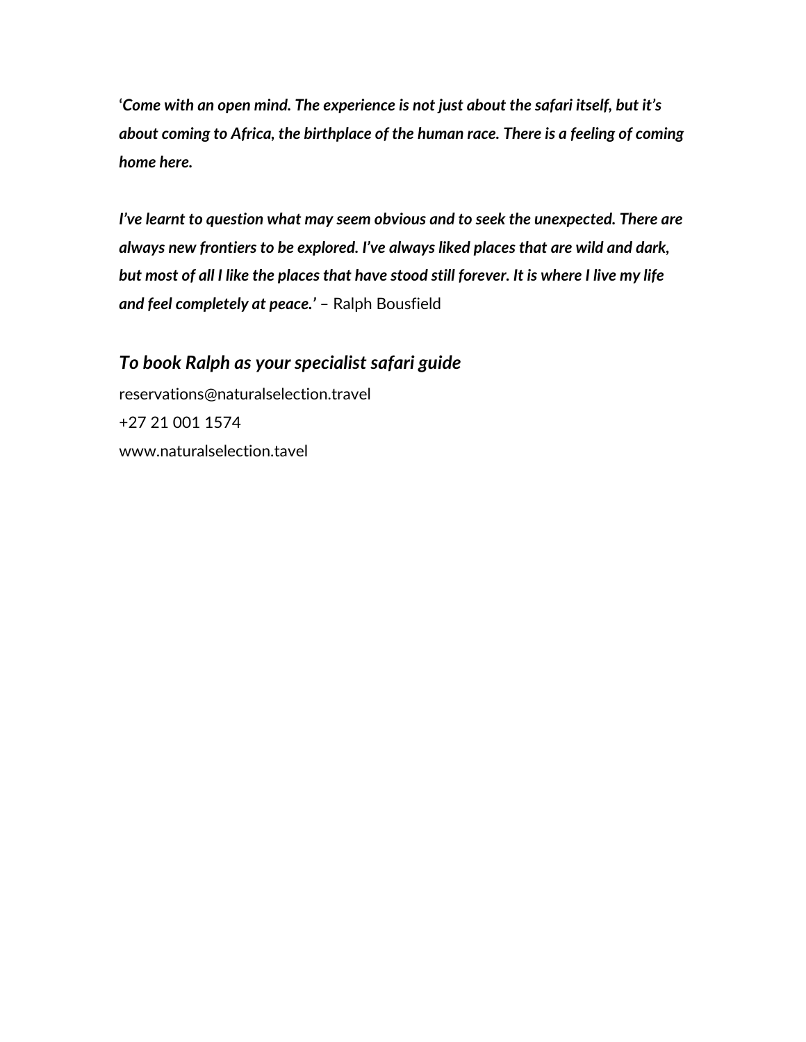'***Come with an open mind. The experience is not just about the safari itself, but it's about coming to Africa, the birthplace of the human race. There is a feeling of coming home here.***

***I've learnt to question what may seem obvious and to seek the unexpected. There are always new frontiers to be explored. I've always liked places that are wild and dark, but most of all I like the places that have stood still forever. It is where I live my life and feel completely at peace.'*** – Ralph Bousfield

## *To book Ralph as your specialist safari guide*

reservations@naturalselection.travel

+27 21 001 1574

www.naturalselection.tavel